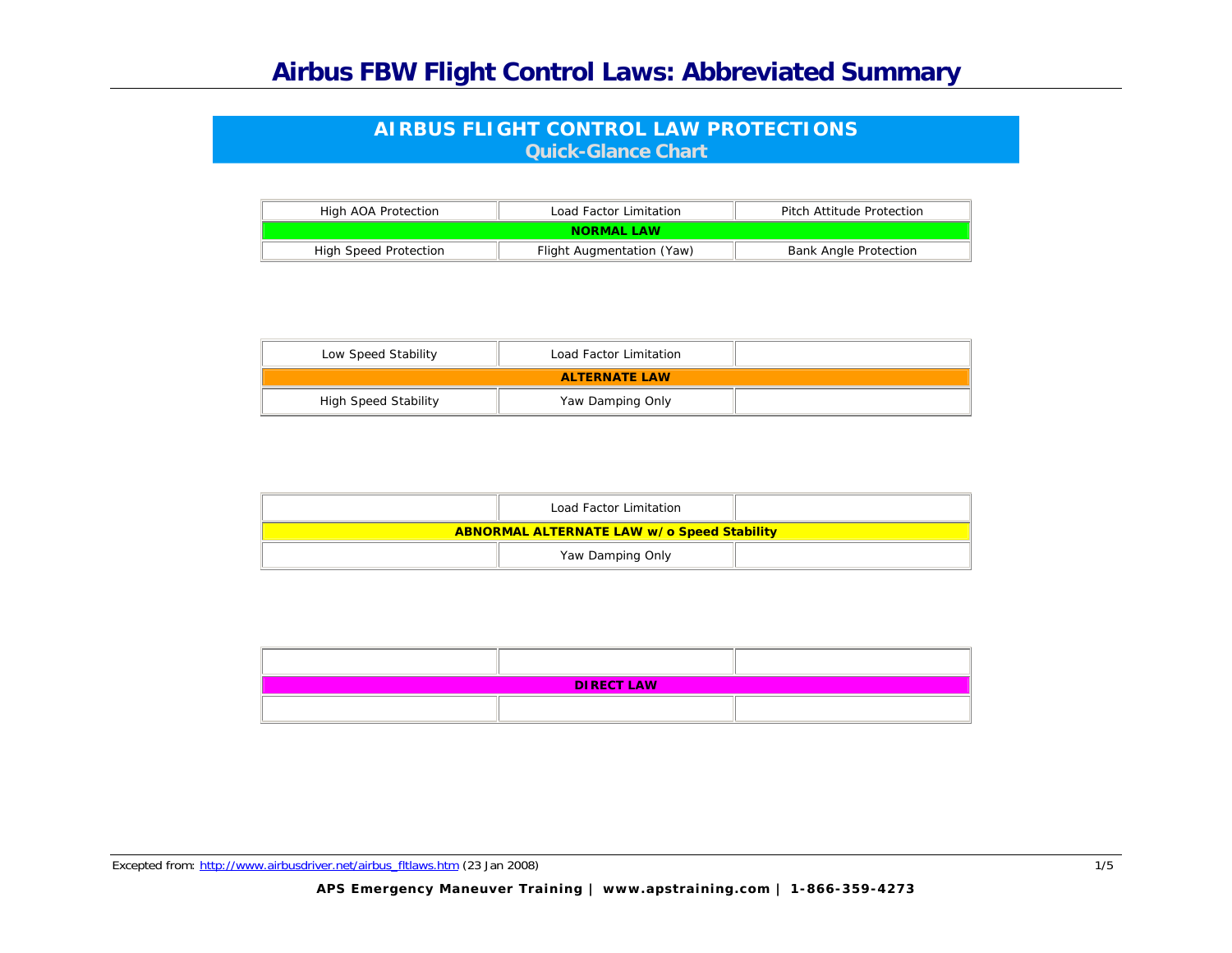# Airbus FBW Flight Control Laws: Abbreviated Summary

## AIRBUS FLIGHT CONTROL LAW PROTECTIONS
### Quick-Glance Chart

| High AOA Protection | Load Factor Limitation | Pitch Attitude Protection |
|---|---|---|
| **NORMAL LAW** | | |
| High Speed Protection | Flight Augmentation (Yaw) | Bank Angle Protection |

| Low Speed Stability | Load Factor Limitation | |
|---|---|---|
| **ALTERNATE LAW** | | |
| High Speed Stability | Yaw Damping Only | |

| | Load Factor Limitation | |
|---|---|---|
| **ABNORMAL ALTERNATE LAW w/o Speed Stability** | | |
| | Yaw Damping Only | |

| | | |
|---|---|---|
| **DIRECT LAW** | | |
| | | |

Excepted from: http://www.airbusdriver.net/airbus_fltlaws.htm (23 Jan 2008)

**APS Emergency Maneuver Training | www.apstraining.com | 1-866-359-4273**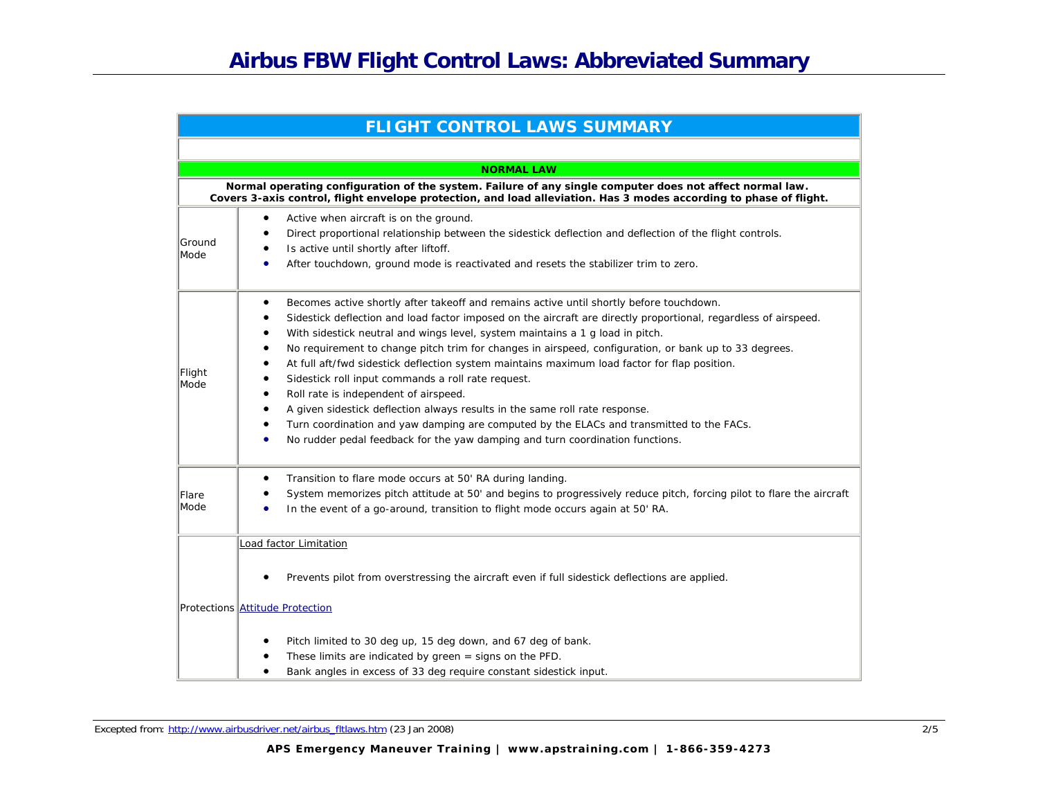# Airbus FBW Flight Control Laws: Abbreviated Summary

| FLIGHT CONTROL LAWS SUMMARY | |
|---|---|
| | |
| **NORMAL LAW** | |
| **Normal operating configuration of the system. Failure of any single computer does not affect normal law. Covers 3-axis control, flight envelope protection, and load alleviation. Has 3 modes according to phase of flight.** | |
| Ground Mode | • Active when aircraft is on the ground.<br>• Direct proportional relationship between the sidestick deflection and deflection of the flight controls.<br>• Is active until shortly after liftoff.<br>• After touchdown, ground mode is reactivated and resets the stabilizer trim to zero. |
| Flight Mode | • Becomes active shortly after takeoff and remains active until shortly before touchdown.<br>• Sidestick deflection and load factor imposed on the aircraft are directly proportional, regardless of airspeed.<br>• With sidestick neutral and wings level, system maintains a 1 g load in pitch.<br>• No requirement to change pitch trim for changes in airspeed, configuration, or bank up to 33 degrees.<br>• At full aft/fwd sidestick deflection system maintains maximum load factor for flap position.<br>• Sidestick roll input commands a roll rate request.<br>• Roll rate is independent of airspeed.<br>• A given sidestick deflection always results in the same roll rate response.<br>• Turn coordination and yaw damping are computed by the ELACs and transmitted to the FACs.<br>• No rudder pedal feedback for the yaw damping and turn coordination functions. |
| Flare Mode | • Transition to flare mode occurs at 50' RA during landing.<br>• System memorizes pitch attitude at 50' and begins to progressively reduce pitch, forcing pilot to flare the aircraft<br>• In the event of a go-around, transition to flight mode occurs again at 50' RA. |
| Protections | Load factor Limitation<br>• Prevents pilot from overstressing the aircraft even if full sidestick deflections are applied.<br>Attitude Protection<br>• Pitch limited to 30 deg up, 15 deg down, and 67 deg of bank.<br>• These limits are indicated by green = signs on the PFD.<br>• Bank angles in excess of 33 deg require constant sidestick input. |

Excepted from: http://www.airbusdriver.net/airbus_fltlaws.htm (23 Jan 2008)

**APS Emergency Maneuver Training | www.apstraining.com | 1-866-359-4273**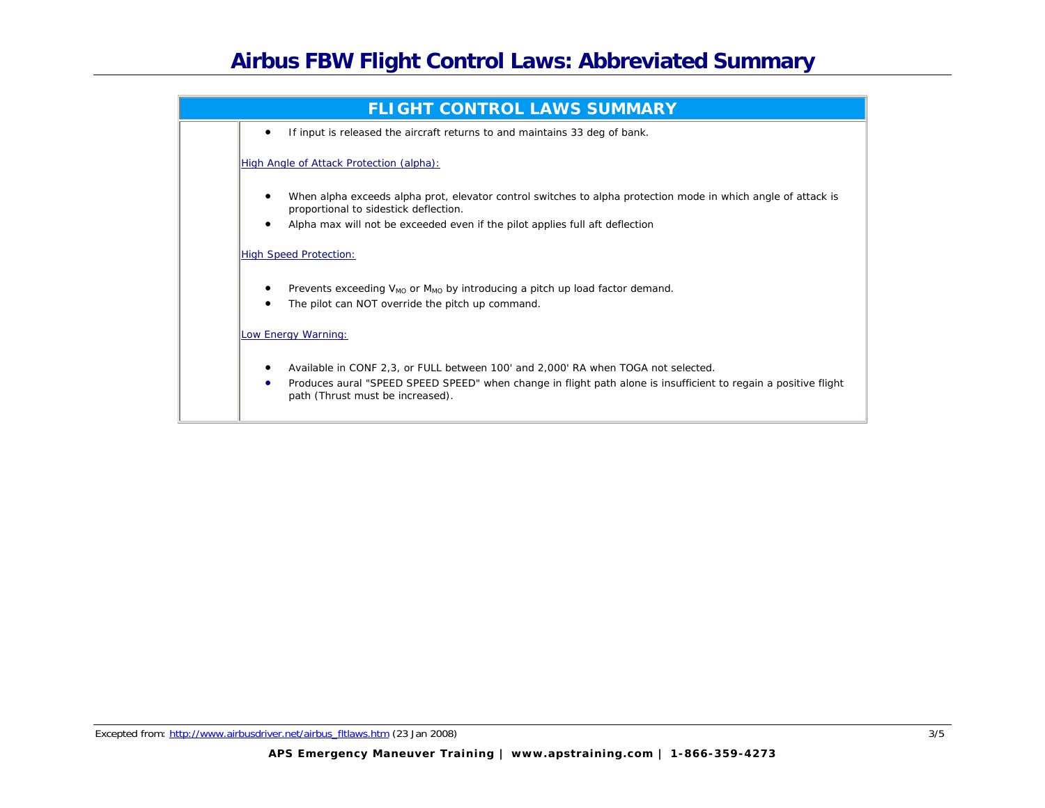## FLIGHT CONTROL LAWS SUMMARY

- If input is released the aircraft returns to and maintains 33 deg of bank.

High Angle of Attack Protection (alpha):

- When alpha exceeds alpha prot, elevator control switches to alpha protection mode in which angle of attack is proportional to sidestick deflection.
- Alpha max will not be exceeded even if the pilot applies full aft deflection

High Speed Protection:

- Prevents exceeding $V_{MO}$ or $M_{MO}$ by introducing a pitch up load factor demand.
- The pilot can NOT override the pitch up command.

Low Energy Warning:

- Available in CONF 2,3, or FULL between 100' and 2,000' RA when TOGA not selected.
- Produces aural "SPEED SPEED SPEED" when change in flight path alone is insufficient to regain a positive flight path (Thrust must be increased).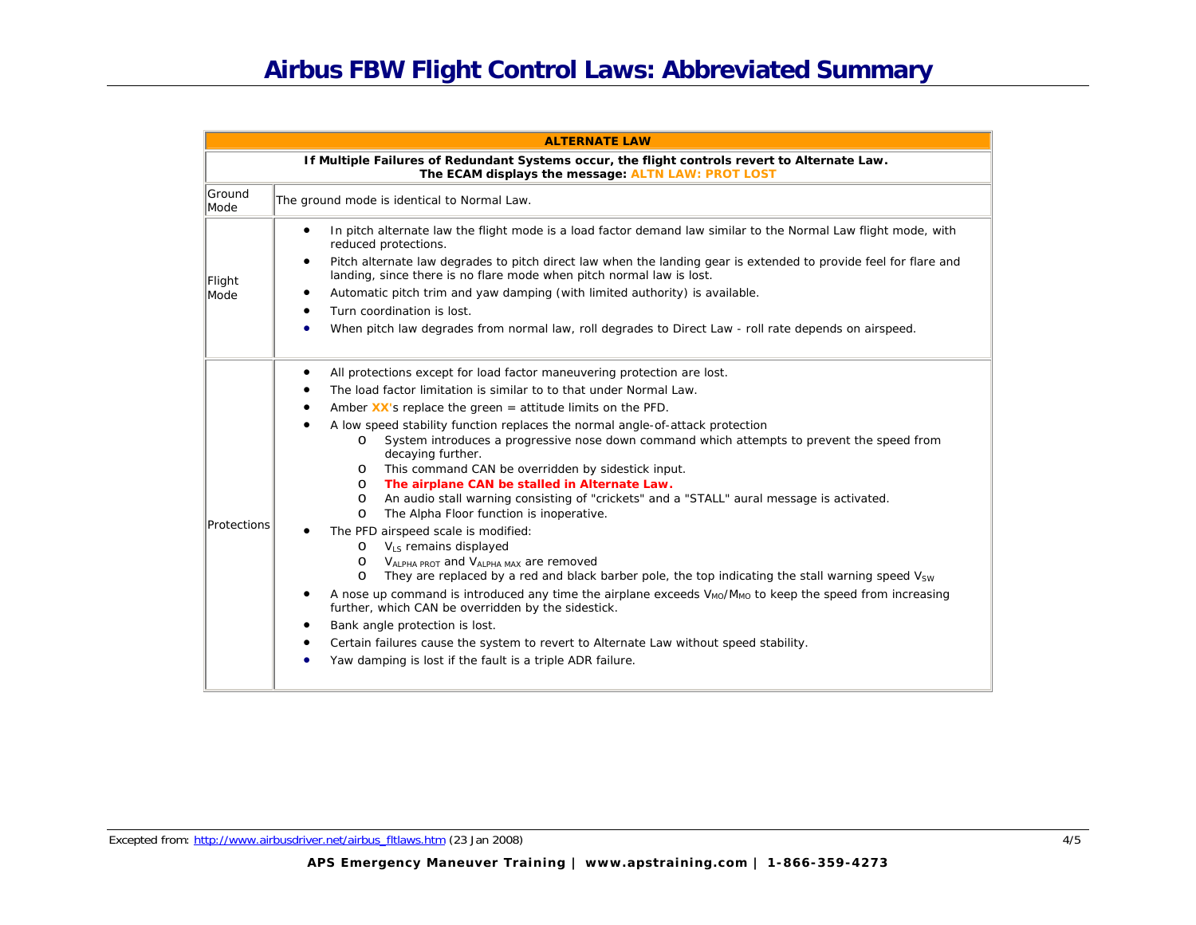# Airbus FBW Flight Control Laws: Abbreviated Summary

| ALTERNATE LAW | |
|---|---|
| **If Multiple Failures of Redundant Systems occur, the flight controls revert to Alternate Law. The ECAM displays the message: ALTN LAW: PROT LOST** | |
| Ground Mode | The ground mode is identical to Normal Law. |
| Flight Mode | • In pitch alternate law the flight mode is a load factor demand law similar to the Normal Law flight mode, with reduced protections.<br>• Pitch alternate law degrades to pitch direct law when the landing gear is extended to provide feel for flare and landing, since there is no flare mode when pitch normal law is lost.<br>• Automatic pitch trim and yaw damping (with limited authority) is available.<br>• Turn coordination is lost.<br>• When pitch law degrades from normal law, roll degrades to Direct Law - roll rate depends on airspeed. |
| Protections | • All protections except for load factor maneuvering protection are lost.<br>• The load factor limitation is similar to to that under Normal Law.<br>• Amber **XX**'s replace the green = attitude limits on the PFD.<br>• A low speed stability function replaces the normal angle-of-attack protection<br>&nbsp;&nbsp;&nbsp;&nbsp;o System introduces a progressive nose down command which attempts to prevent the speed from decaying further.<br>&nbsp;&nbsp;&nbsp;&nbsp;o This command CAN be overridden by sidestick input.<br>&nbsp;&nbsp;&nbsp;&nbsp;o **The airplane CAN be stalled in Alternate Law.**<br>&nbsp;&nbsp;&nbsp;&nbsp;o An audio stall warning consisting of "crickets" and a "STALL" aural message is activated.<br>&nbsp;&nbsp;&nbsp;&nbsp;o The Alpha Floor function is inoperative.<br>• The PFD airspeed scale is modified:<br>&nbsp;&nbsp;&nbsp;&nbsp;o $V_{LS}$ remains displayed<br>&nbsp;&nbsp;&nbsp;&nbsp;o $V_{ALPHA\ PROT}$ and $V_{ALPHA\ MAX}$ are removed<br>&nbsp;&nbsp;&nbsp;&nbsp;o They are replaced by a red and black barber pole, the top indicating the stall warning speed $V_{SW}$<br>• A nose up command is introduced any time the airplane exceeds $V_{MO}/M_{MO}$ to keep the speed from increasing further, which CAN be overridden by the sidestick.<br>• Bank angle protection is lost.<br>• Certain failures cause the system to revert to Alternate Law without speed stability.<br>• Yaw damping is lost if the fault is a triple ADR failure. |

Excepted from: http://www.airbusdriver.net/airbus_fltlaws.htm (23 Jan 2008)

**APS Emergency Maneuver Training | www.apstraining.com | 1-866-359-4273**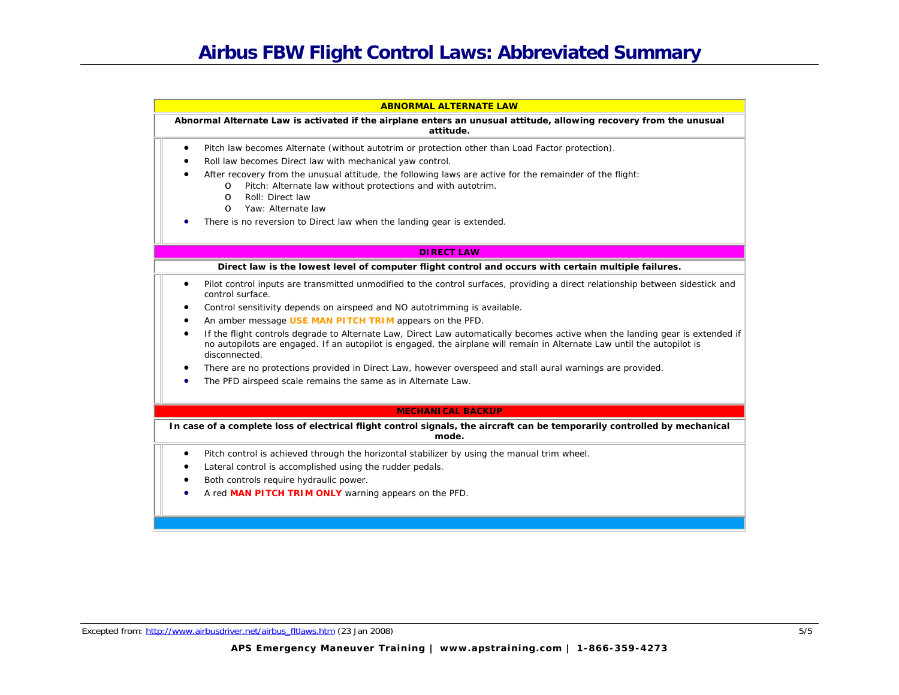# Airbus FBW Flight Control Laws: Abbreviated Summary

## ABNORMAL ALTERNATE LAW

**Abnormal Alternate Law is activated if the airplane enters an unusual attitude, allowing recovery from the unusual attitude.**

- Pitch law becomes Alternate (without autotrim or protection other than Load Factor protection).
- Roll law becomes Direct law with mechanical yaw control.
- After recovery from the unusual attitude, the following laws are active for the remainder of the flight:
  - Pitch: Alternate law without protections and with autotrim.
  - Roll: Direct law
  - Yaw: Alternate law
- There is no reversion to Direct law when the landing gear is extended.

## DIRECT LAW

**Direct law is the lowest level of computer flight control and occurs with certain multiple failures.**

- Pilot control inputs are transmitted unmodified to the control surfaces, providing a direct relationship between sidestick and control surface.
- Control sensitivity depends on airspeed and NO autotrimming is available.
- An amber message **USE MAN PITCH TRIM** appears on the PFD.
- If the flight controls degrade to Alternate Law, Direct Law automatically becomes active when the landing gear is extended if no autopilots are engaged. If an autopilot is engaged, the airplane will remain in Alternate Law until the autopilot is disconnected.
- There are no protections provided in Direct Law, however overspeed and stall aural warnings are provided.
- The PFD airspeed scale remains the same as in Alternate Law.

## MECHANICAL BACKUP

**In case of a complete loss of electrical flight control signals, the aircraft can be temporarily controlled by mechanical mode.**

- Pitch control is achieved through the horizontal stabilizer by using the manual trim wheel.
- Lateral control is accomplished using the rudder pedals.
- Both controls require hydraulic power.
- A red **MAN PITCH TRIM ONLY** warning appears on the PFD.

Excepted from: http://www.airbusdriver.net/airbus_fltlaws.htm (23 Jan 2008)